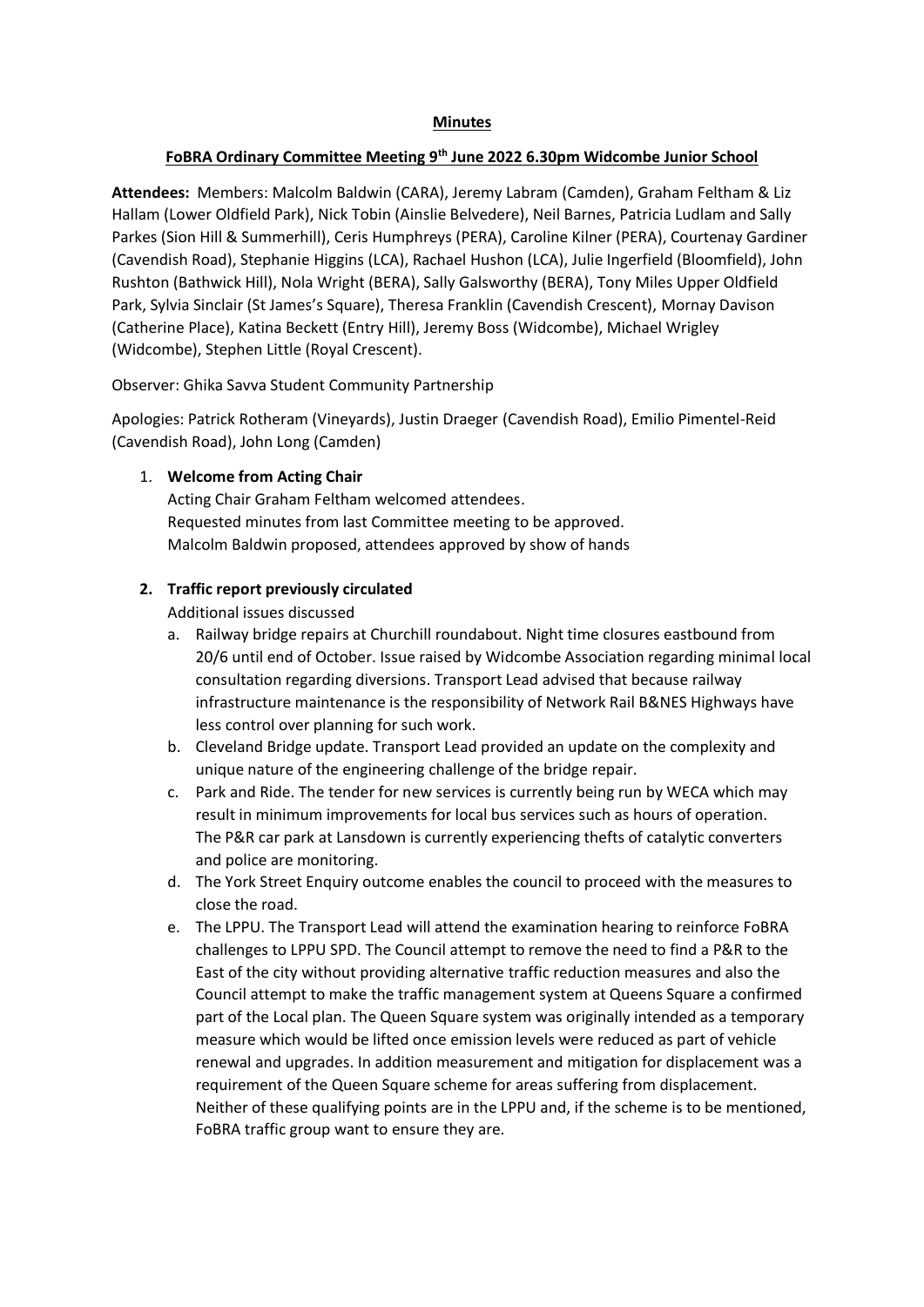**Minutes**

**FoBRA Ordinary Committee Meeting 9th June 2022 6.30pm Widcombe Junior School**

**Attendees:** Members: Malcolm Baldwin (CARA), Jeremy Labram (Camden), Graham Feltham & Liz Hallam (Lower Oldfield Park), Nick Tobin (Ainslie Belvedere), Neil Barnes, Patricia Ludlam and Sally Parkes (Sion Hill & Summerhill), Ceris Humphreys (PERA), Caroline Kilner (PERA), Courtenay Gardiner (Cavendish Road), Stephanie Higgins (LCA), Rachael Hushon (LCA), Julie Ingerfield (Bloomfield), John Rushton (Bathwick Hill), Nola Wright (BERA), Sally Galsworthy (BERA), Tony Miles Upper Oldfield Park, Sylvia Sinclair (St James's Square), Theresa Franklin (Cavendish Crescent), Mornay Davison (Catherine Place), Katina Beckett (Entry Hill), Jeremy Boss (Widcombe), Michael Wrigley (Widcombe), Stephen Little (Royal Crescent).

Observer: Ghika Savva Student Community Partnership

Apologies: Patrick Rotheram (Vineyards), Justin Draeger (Cavendish Road), Emilio Pimentel-Reid (Cavendish Road), John Long (Camden)

1. **Welcome from Acting Chair**
   Acting Chair Graham Feltham welcomed attendees.
   Requested minutes from last Committee meeting to be approved.
   Malcolm Baldwin proposed, attendees approved by show of hands

2. **Traffic report previously circulated**
   Additional issues discussed
   a. Railway bridge repairs at Churchill roundabout. Night time closures eastbound from 20/6 until end of October. Issue raised by Widcombe Association regarding minimal local consultation regarding diversions. Transport Lead advised that because railway infrastructure maintenance is the responsibility of Network Rail B&NES Highways have less control over planning for such work.
   b. Cleveland Bridge update. Transport Lead provided an update on the complexity and unique nature of the engineering challenge of the bridge repair.
   c. Park and Ride. The tender for new services is currently being run by WECA which may result in minimum improvements for local bus services such as hours of operation. The P&R car park at Lansdown is currently experiencing thefts of catalytic converters and police are monitoring.
   d. The York Street Enquiry outcome enables the council to proceed with the measures to close the road.
   e. The LPPU. The Transport Lead will attend the examination hearing to reinforce FoBRA challenges to LPPU SPD. The Council attempt to remove the need to find a P&R to the East of the city without providing alternative traffic reduction measures and also the Council attempt to make the traffic management system at Queens Square a confirmed part of the Local plan. The Queen Square system was originally intended as a temporary measure which would be lifted once emission levels were reduced as part of vehicle renewal and upgrades. In addition measurement and mitigation for displacement was a requirement of the Queen Square scheme for areas suffering from displacement. Neither of these qualifying points are in the LPPU and, if the scheme is to be mentioned, FoBRA traffic group want to ensure they are.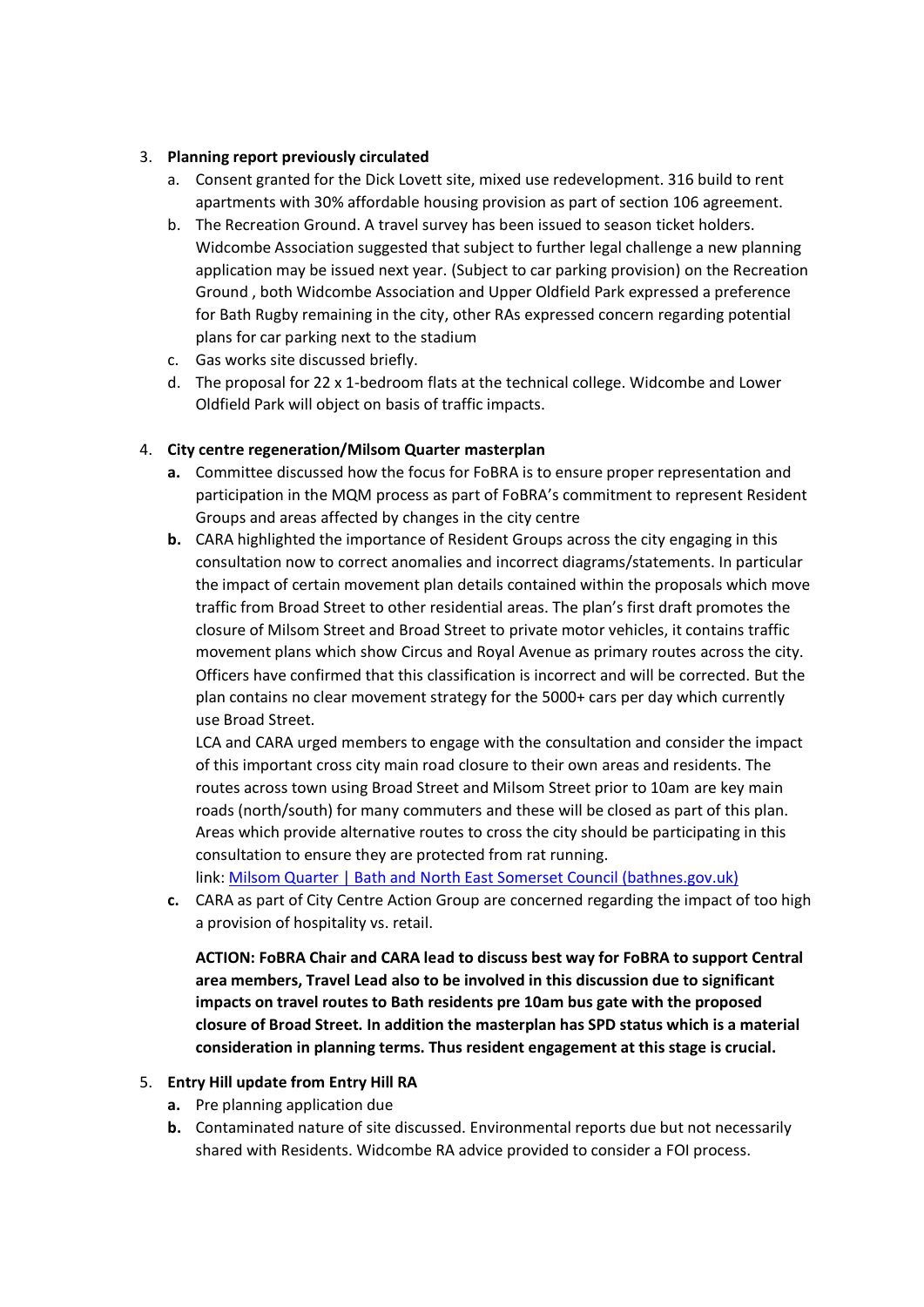3. **Planning report previously circulated**
    a. Consent granted for the Dick Lovett site, mixed use redevelopment. 316 build to rent apartments with 30% affordable housing provision as part of section 106 agreement.
    b. The Recreation Ground. A travel survey has been issued to season ticket holders. Widcombe Association suggested that subject to further legal challenge a new planning application may be issued next year. (Subject to car parking provision) on the Recreation Ground , both Widcombe Association and Upper Oldfield Park expressed a preference for Bath Rugby remaining in the city, other RAs expressed concern regarding potential plans for car parking next to the stadium
    c. Gas works site discussed briefly.
    d. The proposal for 22 x 1-bedroom flats at the technical college. Widcombe and Lower Oldfield Park will object on basis of traffic impacts.

4. **City centre regeneration/Milsom Quarter masterplan**
    **a.** Committee discussed how the focus for FoBRA is to ensure proper representation and participation in the MQM process as part of FoBRA's commitment to represent Resident Groups and areas affected by changes in the city centre
    **b.** CARA highlighted the importance of Resident Groups across the city engaging in this consultation now to correct anomalies and incorrect diagrams/statements. In particular the impact of certain movement plan details contained within the proposals which move traffic from Broad Street to other residential areas. The plan's first draft promotes the closure of Milsom Street and Broad Street to private motor vehicles, it contains traffic movement plans which show Circus and Royal Avenue as primary routes across the city. Officers have confirmed that this classification is incorrect and will be corrected. But the plan contains no clear movement strategy for the 5000+ cars per day which currently use Broad Street.
    LCA and CARA urged members to engage with the consultation and consider the impact of this important cross city main road closure to their own areas and residents. The routes across town using Broad Street and Milsom Street prior to 10am are key main roads (north/south) for many commuters and these will be closed as part of this plan. Areas which provide alternative routes to cross the city should be participating in this consultation to ensure they are protected from rat running.
    link: [Milsom Quarter | Bath and North East Somerset Council (bathnes.gov.uk)]()
    **c.** CARA as part of City Centre Action Group are concerned regarding the impact of too high a provision of hospitality vs. retail.

    **ACTION: FoBRA Chair and CARA lead to discuss best way for FoBRA to support Central area members, Travel Lead also to be involved in this discussion due to significant impacts on travel routes to Bath residents pre 10am bus gate with the proposed closure of Broad Street. In addition the masterplan has SPD status which is a material consideration in planning terms. Thus resident engagement at this stage is crucial.**

5. **Entry Hill update from Entry Hill RA**
    **a.** Pre planning application due
    **b.** Contaminated nature of site discussed. Environmental reports due but not necessarily shared with Residents. Widcombe RA advice provided to consider a FOI process.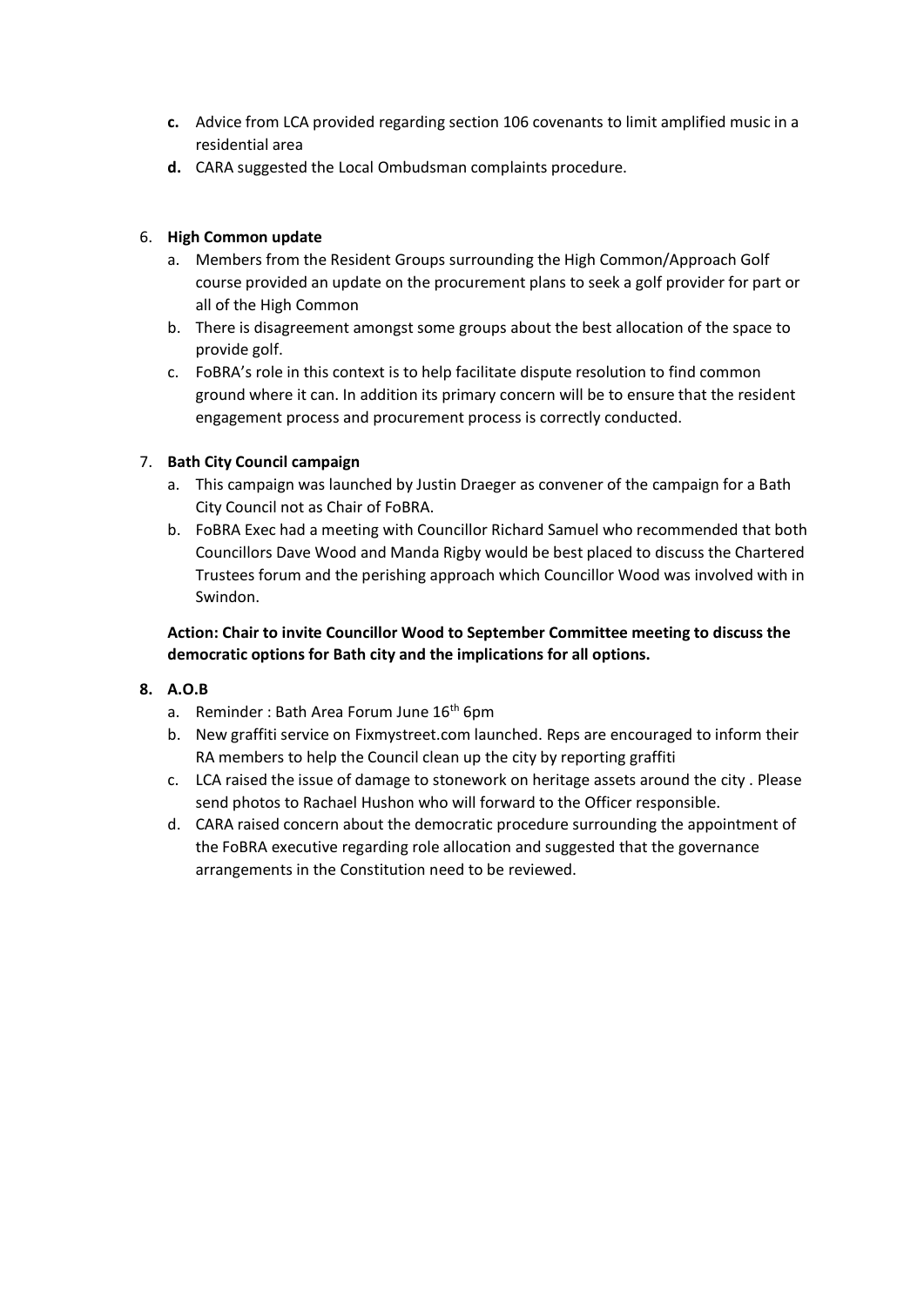- **c.** Advice from LCA provided regarding section 106 covenants to limit amplified music in a residential area
- **d.** CARA suggested the Local Ombudsman complaints procedure.

6. **High Common update**
   a. Members from the Resident Groups surrounding the High Common/Approach Golf course provided an update on the procurement plans to seek a golf provider for part or all of the High Common
   b. There is disagreement amongst some groups about the best allocation of the space to provide golf.
   c. FoBRA's role in this context is to help facilitate dispute resolution to find common ground where it can. In addition its primary concern will be to ensure that the resident engagement process and procurement process is correctly conducted.

7. **Bath City Council campaign**
   a. This campaign was launched by Justin Draeger as convener of the campaign for a Bath City Council not as Chair of FoBRA.
   b. FoBRA Exec had a meeting with Councillor Richard Samuel who recommended that both Councillors Dave Wood and Manda Rigby would be best placed to discuss the Chartered Trustees forum and the perishing approach which Councillor Wood was involved with in Swindon.

   **Action: Chair to invite Councillor Wood to September Committee meeting to discuss the democratic options for Bath city and the implications for all options.**

8. **A.O.B**
   a. Reminder : Bath Area Forum June 16th 6pm
   b. New graffiti service on Fixmystreet.com launched. Reps are encouraged to inform their RA members to help the Council clean up the city by reporting graffiti
   c. LCA raised the issue of damage to stonework on heritage assets around the city . Please send photos to Rachael Hushon who will forward to the Officer responsible.
   d. CARA raised concern about the democratic procedure surrounding the appointment of the FoBRA executive regarding role allocation and suggested that the governance arrangements in the Constitution need to be reviewed.